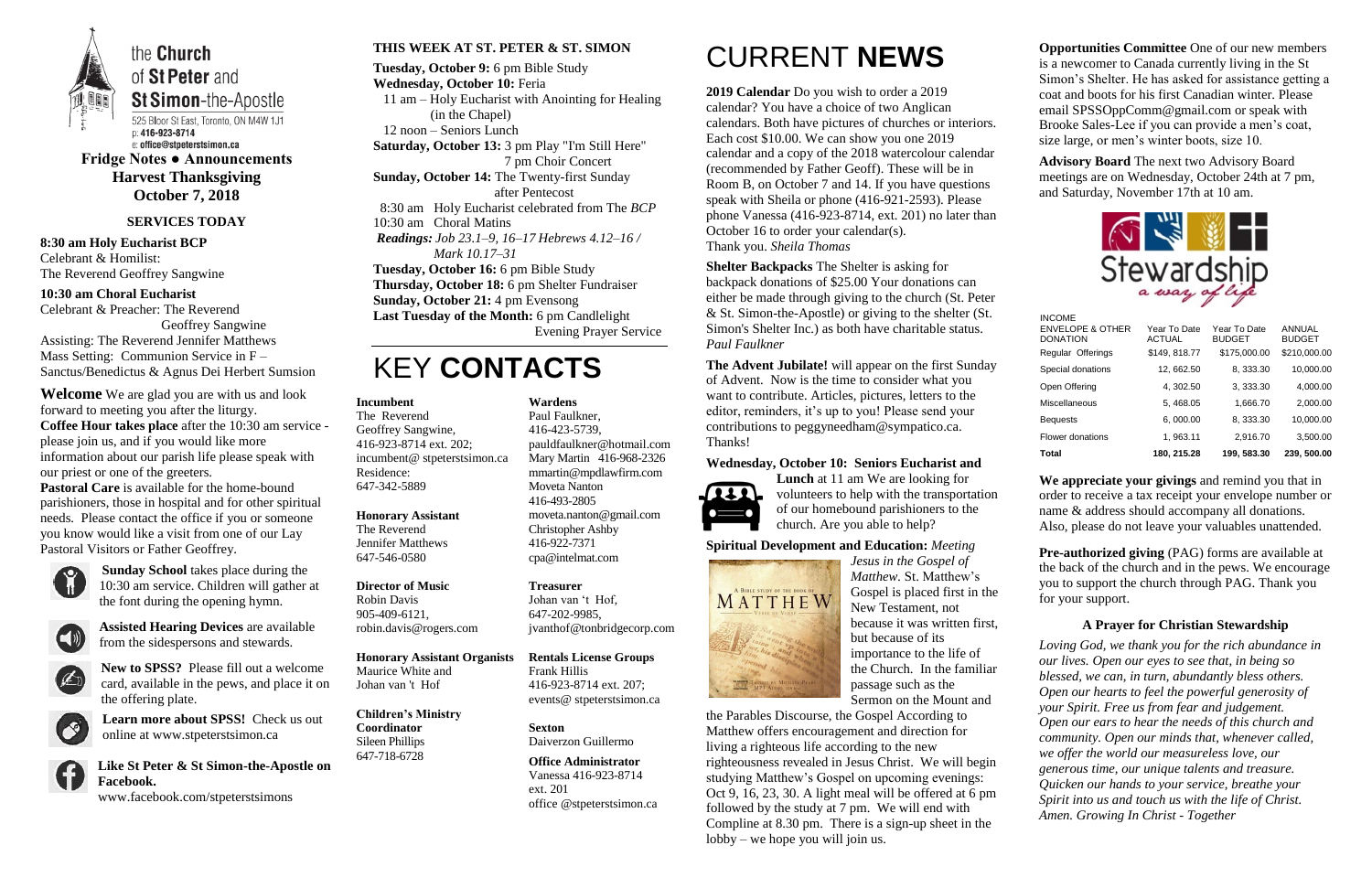the **Church** of **St Peter** and **St Simon**-the-Apostle

525 Bloor St East, Toronto, ON M4W 1J1
p: 416-923-8714
e: office@stpeterstsimon.ca

**Fridge Notes ● Announcements**
**Harvest Thanksgiving**
**October 7, 2018**

## SERVICES TODAY

**8:30 am Holy Eucharist BCP**
Celebrant & Homilist:
The Reverend Geoffrey Sangwine

**10:30 am Choral Eucharist**
Celebrant & Preacher: The Reverend Geoffrey Sangwine
Assisting: The Reverend Jennifer Matthews
Mass Setting: Communion Service in F – Sanctus/Benedictus & Agnus Dei Herbert Sumsion

**Welcome** We are glad you are with us and look forward to meeting you after the liturgy.
**Coffee Hour takes place** after the 10:30 am service - please join us, and if you would like more information about our parish life please speak with our priest or one of the greeters.
**Pastoral Care** is available for the home-bound parishioners, those in hospital and for other spiritual needs. Please contact the office if you or someone you know would like a visit from one of our Lay Pastoral Visitors or Father Geoffrey.

**Sunday School** takes place during the 10:30 am service. Children will gather at the font during the opening hymn.

**Assisted Hearing Devices** are available from the sidespersons and stewards.

**New to SPSS?** Please fill out a welcome card, available in the pews, and place it on the offering plate.

**Learn more about SPSS!** Check us out online at www.stpeterstsimon.ca

**Like St Peter & St Simon-the-Apostle on Facebook.**
www.facebook.com/stpeterstsimons

## THIS WEEK AT ST. PETER & ST. SIMON

**Tuesday, October 9:** 6 pm Bible Study
**Wednesday, October 10:** Feria
11 am – Holy Eucharist with Anointing for Healing (in the Chapel)
12 noon – Seniors Lunch
**Saturday, October 13:** 3 pm Play "I'm Still Here"
7 pm Choir Concert
**Sunday, October 14:** The Twenty-first Sunday after Pentecost
8:30 am Holy Eucharist celebrated from The *BCP*
10:30 am Choral Matins
*Readings: Job 23.1–9, 16–17 Hebrews 4.12–16 / Mark 10.17–31*
**Tuesday, October 16:** 6 pm Bible Study
**Thursday, October 18:** 6 pm Shelter Fundraiser
**Sunday, October 21:** 4 pm Evensong
**Last Tuesday of the Month:** 6 pm Candlelight Evening Prayer Service

# KEY **CONTACTS**

**Incumbent**
The Reverend Geoffrey Sangwine,
416-923-8714 ext. 202;
incumbent@ stpeterstsimon.ca
Residence:
647-342-5889

**Honorary Assistant**
The Reverend Jennifer Matthews
647-546-0580

**Director of Music**
Robin Davis
905-409-6121,
robin.davis@rogers.com

**Honorary Assistant Organists**
Maurice White and Johan van 't Hof

**Children's Ministry Coordinator**
Sileen Phillips
647-718-6728

**Wardens**
Paul Faulkner,
416-423-5739,
pauldfaulkner@hotmail.com
Mary Martin 416-968-2326
mmartin@mpdlawfirm.com
Moveta Nanton
416-493-2805
moveta.nanton@gmail.com
Christopher Ashby
416-922-7371
cpa@intelmat.com

**Treasurer**
Johan van 't Hof,
647-202-9985,
jvanthof@tonbridgecorp.com

**Rentals License Groups**
Frank Hillis
416-923-8714 ext. 207;
events@ stpeterstsimon.ca

**Sexton**
Daiverzon Guillermo

**Office Administrator**
Vanessa 416-923-8714 ext. 201
office @stpeterstsimon.ca

# CURRENT **NEWS**

**2019 Calendar** Do you wish to order a 2019 calendar? You have a choice of two Anglican calendars. Both have pictures of churches or interiors. Each cost $10.00. We can show you one 2019 calendar and a copy of the 2018 watercolour calendar (recommended by Father Geoff). These will be in Room B, on October 7 and 14. If you have questions speak with Sheila or phone (416-921-2593). Please phone Vanessa (416-923-8714, ext. 201) no later than October 16 to order your calendar(s).
Thank you. *Sheila Thomas*

**Shelter Backpacks** The Shelter is asking for backpack donations of $25.00 Your donations can either be made through giving to the church (St. Peter & St. Simon-the-Apostle) or giving to the shelter (St. Simon's Shelter Inc.) as both have charitable status. *Paul Faulkner*

**The Advent Jubilate!** will appear on the first Sunday of Advent. Now is the time to consider what you want to contribute. Articles, pictures, letters to the editor, reminders, it's up to you! Please send your contributions to peggyneedham@sympatico.ca. Thanks!

**Wednesday, October 10: Seniors Eucharist and Lunch** at 11 am We are looking for volunteers to help with the transportation of our homebound parishioners to the church. Are you able to help?

**Spiritual Development and Education:** *Meeting Jesus in the Gospel of Matthew.* St. Matthew's Gospel is placed first in the New Testament, not because it was written first, but because of its importance to the life of the Church. In the familiar passage such as the Sermon on the Mount and the Parables Discourse, the Gospel According to Matthew offers encouragement and direction for living a righteous life according to the new righteousness revealed in Jesus Christ. We will begin studying Matthew's Gospel on upcoming evenings: Oct 9, 16, 23, 30. A light meal will be offered at 6 pm followed by the study at 7 pm. We will end with Compline at 8.30 pm. There is a sign-up sheet in the lobby – we hope you will join us.

**Opportunities Committee** One of our new members is a newcomer to Canada currently living in the St Simon's Shelter. He has asked for assistance getting a coat and boots for his first Canadian winter. Please email SPSSOppComm@gmail.com or speak with Brooke Sales-Lee if you can provide a men's coat, size large, or men's winter boots, size 10.

**Advisory Board** The next two Advisory Board meetings are on Wednesday, October 24th at 7 pm, and Saturday, November 17th at 10 am.

Stewardship *a way of life*

| INCOME ENVELOPE & OTHER DONATION | Year To Date ACTUAL | Year To Date BUDGET | ANNUAL BUDGET |
|---|---|---|---|
| Regular Offerings | $149, 818.77 | $175,000.00 | $210,000.00 |
| Special donations | 12, 662.50 | 8, 333.30 | 10,000.00 |
| Open Offering | 4, 302.50 | 3, 333.30 | 4,000.00 |
| Miscellaneous | 5, 468.05 | 1,666.70 | 2,000.00 |
| Bequests | 6, 000.00 | 8, 333.30 | 10,000.00 |
| Flower donations | 1, 963.11 | 2,916.70 | 3,500.00 |
| **Total** | **180, 215.28** | **199, 583.30** | **239, 500.00** |

**We appreciate your givings** and remind you that in order to receive a tax receipt your envelope number or name & address should accompany all donations. Also, please do not leave your valuables unattended.

**Pre-authorized giving** (PAG) forms are available at the back of the church and in the pews. We encourage you to support the church through PAG. Thank you for your support.

### A Prayer for Christian Stewardship

*Loving God, we thank you for the rich abundance in our lives. Open our eyes to see that, in being so blessed, we can, in turn, abundantly bless others. Open our hearts to feel the powerful generosity of your Spirit. Free us from fear and judgement. Open our ears to hear the needs of this church and community. Open our minds that, whenever called, we offer the world our measureless love, our generous time, our unique talents and treasure. Quicken our hands to your service, breathe your Spirit into us and touch us with the life of Christ. Amen. Growing In Christ - Together*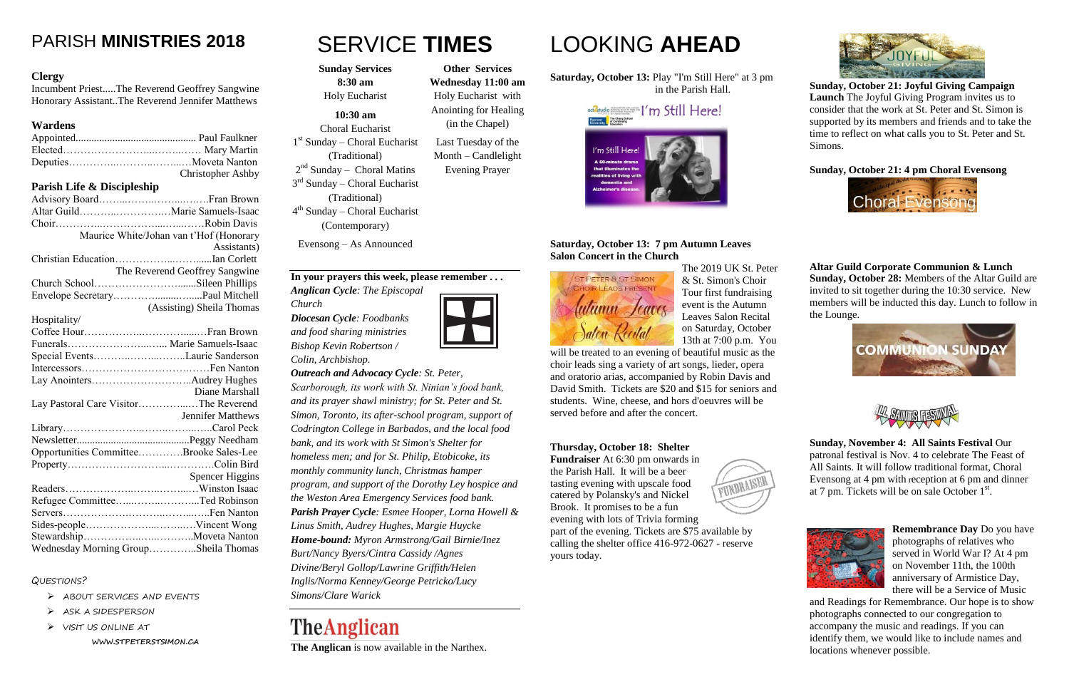# PARISH **MINISTRIES 2018**

### Clergy

Incumbent Priest.....The Reverend Geoffrey Sangwine
Honorary Assistant..The Reverend Jennifer Matthews

### Wardens

Appointed............................................. Paul Faulkner
Elected……………………..……..…… Mary Martin
Deputies…………..………..……...…Moveta Nanton
Christopher Ashby

### Parish Life & Discipleship

Advisory Board……..……..……...….…Fran Brown
Altar Guild………..…………….Marie Samuels-Isaac
Choir…………..…………..…..…...……Robin Davis
Maurice White/Johan van t'Hof (Honorary Assistants)
Christian Education……………...……......Ian Corlett
The Reverend Geoffrey Sangwine
Church School……………………......Sileen Phillips
Envelope Secretary………….........…....Paul Mitchell
(Assisting) Sheila Thomas
Hospitality/
Coffee Hour……………..…………....….Fran Brown
Funerals…………………..…..... Marie Samuels-Isaac
Special Events……….……...……..Laurie Sanderson
Intercessors…………………………..……Fen Nanton
Lay Anointers………………………...Audrey Hughes
Diane Marshall
Lay Pastoral Care Visitor……………..…The Reverend
Jennifer Matthews
Library…………………..…….………..…..Carol Peck
Newsletter..........................................Peggy Needham
Opportunities Committee…………Brooke Sales-Lee
Property……………………….…..…………Colin Bird
Spencer Higgins
Readers………………..…….……….…..Winston Isaac
Refugee Committee…...……..………..Ted Robinson
Servers………………….……..……..…...Fen Nanton
Sides-people…………………..……..…Vincent Wong
Stewardship……………..…..……….Moveta Nanton
Wednesday Morning Group…………..Sheila Thomas

QUESTIONS?

- ABOUT SERVICES AND EVENTS
- ASK A SIDESPERSON
- VISIT US ONLINE AT
  WWW.STPETERSTSIMON.CA

# SERVICE **TIMES**

**Sunday Services**

**8:30 am**
Holy Eucharist

**10:30 am**
Choral Eucharist
1st Sunday – Choral Eucharist (Traditional)
2nd Sunday – Choral Matins
3rd Sunday – Choral Eucharist (Traditional)
4th Sunday – Choral Eucharist (Contemporary)

Evensong – As Announced

**Other Services**

**Wednesday 11:00 am**
Holy Eucharist with Anointing for Healing (in the Chapel)

Last Tuesday of the Month – Candlelight Evening Prayer

**In your prayers this week, please remember . . .**

***Anglican Cycle****: The Episcopal Church*

***Diocesan Cycle****: Foodbanks and food sharing ministries Bishop Kevin Robertson / Colin, Archbishop.*

***Outreach and Advocacy Cycle****: St. Peter, Scarborough, its work with St. Ninian's food bank, and its prayer shawl ministry; for St. Peter and St. Simon, Toronto, its after-school program, support of Codrington College in Barbados, and the local food bank, and its work with St Simon's Shelter for homeless men; and for St. Philip, Etobicoke, its monthly community lunch, Christmas hamper program, and support of the Dorothy Ley hospice and the Weston Area Emergency Services food bank.*

***Parish Prayer Cycle****: Esmee Hooper, Lorna Howell & Linus Smith, Audrey Hughes, Margie Huycke*

***Home-bound:*** *Myron Armstrong/Gail Birnie/Inez Burt/Nancy Byers/Cintra Cassidy /Agnes Divine/Beryl Gollop/Lawrine Griffith/Helen Inglis/Norma Kenney/George Petricko/Lucy Simons/Clare Warick*

**The Anglican**

**The Anglican** is now available in the Narthex.

# LOOKING **AHEAD**

**Saturday, October 13:** Play "I'm Still Here" at 3 pm in the Parish Hall.

**Saturday, October 13: 7 pm Autumn Leaves Salon Concert in the Church**

The 2019 UK St. Peter & St. Simon's Choir Tour first fundraising event is the Autumn Leaves Salon Recital on Saturday, October 13th at 7:00 p.m. You will be treated to an evening of beautiful music as the choir leads sing a variety of art songs, lieder, opera and oratorio arias, accompanied by Robin Davis and David Smith. Tickets are $20 and $15 for seniors and students. Wine, cheese, and hors d'oeuvres will be served before and after the concert.

**Thursday, October 18: Shelter Fundraiser** At 6:30 pm onwards in the Parish Hall. It will be a beer tasting evening with upscale food catered by Polansky's and Nickel Brook. It promises to be a fun evening with lots of Trivia forming part of the evening. Tickets are $75 available by calling the shelter office 416-972-0627 - reserve yours today.

**Sunday, October 21: Joyful Giving Campaign Launch** The Joyful Giving Program invites us to consider that the work at St. Peter and St. Simon is supported by its members and friends and to take the time to reflect on what calls you to St. Peter and St. Simons.

**Sunday, October 21: 4 pm Choral Evensong**

**Altar Guild Corporate Communion & Lunch Sunday, October 28:** Members of the Altar Guild are invited to sit together during the 10:30 service. New members will be inducted this day. Lunch to follow in the Lounge.

**Sunday, November 4: All Saints Festival** Our patronal festival is Nov. 4 to celebrate The Feast of All Saints. It will follow traditional format, Choral Evensong at 4 pm with reception at 6 pm and dinner at 7 pm. Tickets will be on sale October 1st.

**Remembrance Day** Do you have photographs of relatives who served in World War I? At 4 pm on November 11th, the 100th anniversary of Armistice Day, there will be a Service of Music and Readings for Remembrance. Our hope is to show photographs connected to our congregation to accompany the music and readings. If you can identify them, we would like to include names and locations whenever possible.